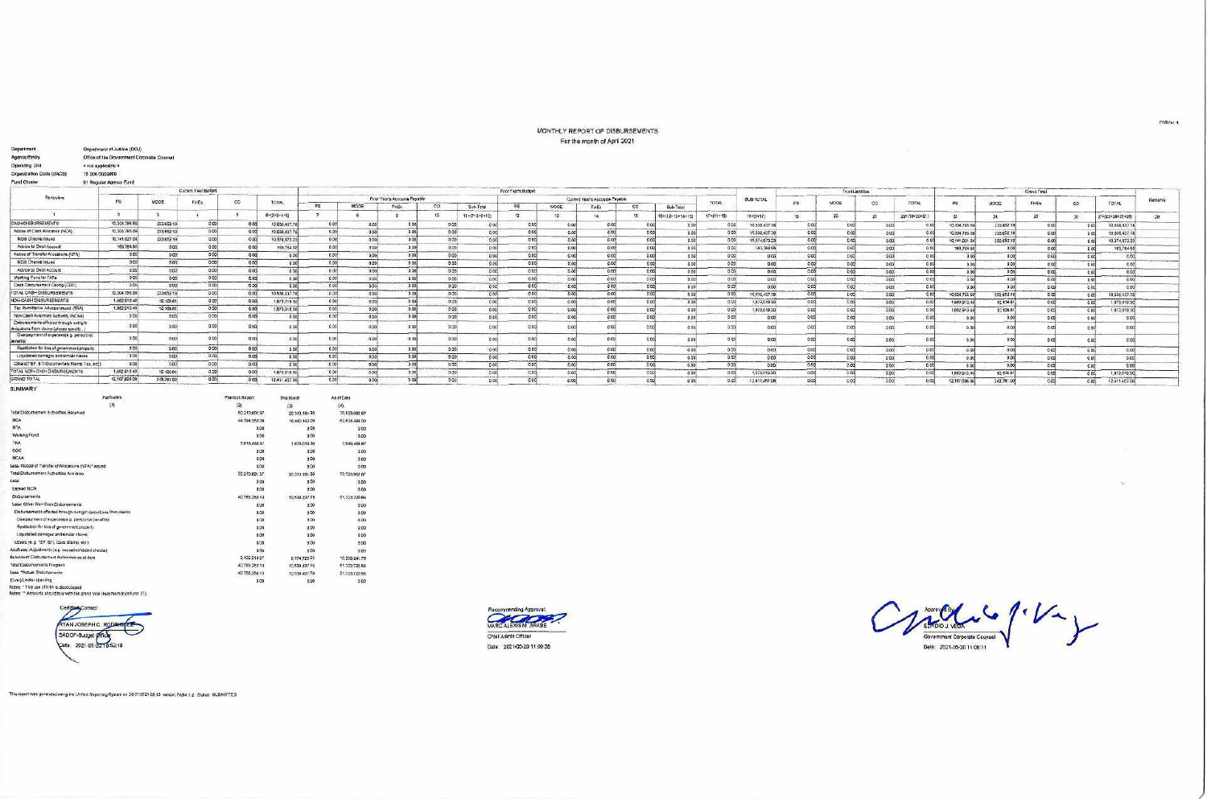FAR No. 4

# MONTHLY REPORT OF DISBURSEMENTS
For the month of April 2021

Department: Department of Justice (DOJ)
Agency/Entity: Office of the Government Corporate Counsel
Operating Unit: < not applicable >
Organization Code (UACS): 15 006 0000000
Fund Cluster: 01 Regular Agency Fund

| Particulars | Current Year Budget | | | | | Prior Year's Budget | | | | | | | | | | | | | Trust Liabilities | | | | Grand Total | | | | | Remarks |
|---|---|---|---|---|---|---|---|---|---|---|---|---|---|---|---|---|---|---|---|---|---|---|---|---|---|---|---|---|
| | | | | | | Prior Year's Accounts Payable | | | | | Current Year's Accounts Payable | | | | | | | | | | | | | | | | | |
| | PS | MOOE | FinEx | CO | TOTAL | PS | MOOE | FinEx | CO | Sub-Total | PS | MOOE | FinEx | CO | Sub-Total | TOTAL | SUB-TOTAL | PS | MOOE | CO | TOTAL | PS | MOOE | FinEx | CO | TOTAL | |
| 1 | 2 | 3 | 4 | 5 | 6=(2+3+4+5) | 7 | 8 | 9 | 10 | 11=(7+8+9+10) | 12 | 13 | 14 | 15 | 16=(12+13+14+15) | 17=(11+16) | 18=(6+17) | 19 | 20 | 21 | 22=(19+20+21) | 23 | 24 | 25 | 26 | 27=(23+24+25+26) | 28 |
| CASH DISBURSEMENTS | 10,304,785.59 | 233,652.19 | 0.00 | 0.00 | 10,538,437.78 | 0.00 | 0.00 | 0.00 | 0.00 | 0.00 | 0.00 | 0.00 | 0.00 | 0.00 | 0.00 | 0.00 | 10,538,437.78 | 0.00 | 0.00 | 0.00 | 0.00 | 10,304,785.59 | 233,652.19 | 0.00 | 0.00 | 10,538,437.78 | |
| Notice of Cash Allocation (NCA) | 10,304,785.59 | 233,652.19 | 0.00 | 0.00 | 10,538,437.78 | 0.00 | 0.00 | 0.00 | 0.00 | 0.00 | 0.00 | 0.00 | 0.00 | 0.00 | 0.00 | 0.00 | 10,538,437.78 | 0.00 | 0.00 | 0.00 | 0.00 | 10,304,785.59 | 233,652.19 | 0.00 | 0.00 | 10,538,437.78 | |
| MDS Checks Issued | 10,141,021.04 | 233,652.19 | 0.00 | 0.00 | 10,374,673.23 | 0.00 | 0.00 | 0.00 | 0.00 | 0.00 | 0.00 | 0.00 | 0.00 | 0.00 | 0.00 | 0.00 | 10,374,673.23 | 0.00 | 0.00 | 0.00 | 0.00 | 10,141,021.04 | 233,652.19 | 0.00 | 0.00 | 10,374,673.23 | |
| Advice to Debit Account | 163,764.55 | 0.00 | 0.00 | 0.00 | 163,764.55 | 0.00 | 0.00 | 0.00 | 0.00 | 0.00 | 0.00 | 0.00 | 0.00 | 0.00 | 0.00 | 0.00 | 163,764.55 | 0.00 | 0.00 | 0.00 | 0.00 | 163,764.55 | 0.00 | 0.00 | 0.00 | 163,764.55 | |
| Notice of Transfer Allocations (NTA) | 0.00 | 0.00 | 0.00 | 0.00 | 0.00 | 0.00 | 0.00 | 0.00 | 0.00 | 0.00 | 0.00 | 0.00 | 0.00 | 0.00 | 0.00 | 0.00 | 0.00 | 0.00 | 0.00 | 0.00 | 0.00 | 0.00 | 0.00 | 0.00 | 0.00 | 0.00 | |
| MDS Checks Issued | 0.00 | 0.00 | 0.00 | 0.00 | 0.00 | 0.00 | 0.00 | 0.00 | 0.00 | 0.00 | 0.00 | 0.00 | 0.00 | 0.00 | 0.00 | 0.00 | 0.00 | 0.00 | 0.00 | 0.00 | 0.00 | 0.00 | 0.00 | 0.00 | 0.00 | 0.00 | |
| Advice to Debit Account | 0.00 | 0.00 | 0.00 | 0.00 | 0.00 | 0.00 | 0.00 | 0.00 | 0.00 | 0.00 | 0.00 | 0.00 | 0.00 | 0.00 | 0.00 | 0.00 | 0.00 | 0.00 | 0.00 | 0.00 | 0.00 | 0.00 | 0.00 | 0.00 | 0.00 | 0.00 | |
| Working Fund for FAPs | 0.00 | 0.00 | 0.00 | 0.00 | 0.00 | 0.00 | 0.00 | 0.00 | 0.00 | 0.00 | 0.00 | 0.00 | 0.00 | 0.00 | 0.00 | 0.00 | 0.00 | 0.00 | 0.00 | 0.00 | 0.00 | 0.00 | 0.00 | 0.00 | 0.00 | 0.00 | |
| Cash Disbursement Ceiling (CDC) | 0.00 | 0.00 | 0.00 | 0.00 | 0.00 | 0.00 | 0.00 | 0.00 | 0.00 | 0.00 | 0.00 | 0.00 | 0.00 | 0.00 | 0.00 | 0.00 | 0.00 | 0.00 | 0.00 | 0.00 | 0.00 | 0.00 | 0.00 | 0.00 | 0.00 | 0.00 | |
| TOTAL CASH DISBURSEMENTS | 10,304,785.59 | 233,652.19 | 0.00 | 0.00 | 10,538,437.78 | 0.00 | 0.00 | 0.00 | 0.00 | 0.00 | 0.00 | 0.00 | 0.00 | 0.00 | 0.00 | 0.00 | 10,538,437.78 | 0.00 | 0.00 | 0.00 | 0.00 | 10,304,785.59 | 233,652.19 | 0.00 | 0.00 | 10,538,437.78 | |
| NON-CASH DISBURSEMENTS | 1,862,912.49 | 10,106.81 | 0.00 | 0.00 | 1,873,019.30 | 0.00 | 0.00 | 0.00 | 0.00 | 0.00 | 0.00 | 0.00 | 0.00 | 0.00 | 0.00 | 0.00 | 1,873,019.30 | 0.00 | 0.00 | 0.00 | 0.00 | 1,862,912.49 | 10,106.81 | 0.00 | 0.00 | 1,873,019.30 | |
| Tax Remittance Advices Issued (TRA) | 1,862,912.49 | 10,106.81 | 0.00 | 0.00 | 1,873,019.30 | 0.00 | 0.00 | 0.00 | 0.00 | 0.00 | 0.00 | 0.00 | 0.00 | 0.00 | 0.00 | 0.00 | 1,873,019.30 | 0.00 | 0.00 | 0.00 | 0.00 | 1,862,912.49 | 10,106.81 | 0.00 | 0.00 | 1,873,019.30 | |
| Non-Cash Availment Authority (NCAA) | 0.00 | 0.00 | 0.00 | 0.00 | 0.00 | 0.00 | 0.00 | 0.00 | 0.00 | 0.00 | 0.00 | 0.00 | 0.00 | 0.00 | 0.00 | 0.00 | 0.00 | 0.00 | 0.00 | 0.00 | 0.00 | 0.00 | 0.00 | 0.00 | 0.00 | 0.00 | |
| Disbursements effected through outright deductions from claims (please specify...) | 0.00 | 0.00 | 0.00 | 0.00 | 0.00 | 0.00 | 0.00 | 0.00 | 0.00 | 0.00 | 0.00 | 0.00 | 0.00 | 0.00 | 0.00 | 0.00 | 0.00 | 0.00 | 0.00 | 0.00 | 0.00 | 0.00 | 0.00 | 0.00 | 0.00 | 0.00 | |
| Overpayment of expenses(e.g. personnel benefits) | 0.00 | 0.00 | 0.00 | 0.00 | 0.00 | 0.00 | 0.00 | 0.00 | 0.00 | 0.00 | 0.00 | 0.00 | 0.00 | 0.00 | 0.00 | 0.00 | 0.00 | 0.00 | 0.00 | 0.00 | 0.00 | 0.00 | 0.00 | 0.00 | 0.00 | 0.00 | |
| Restitution for loss of government property | 0.00 | 0.00 | 0.00 | 0.00 | 0.00 | 0.00 | 0.00 | 0.00 | 0.00 | 0.00 | 0.00 | 0.00 | 0.00 | 0.00 | 0.00 | 0.00 | 0.00 | 0.00 | 0.00 | 0.00 | 0.00 | 0.00 | 0.00 | 0.00 | 0.00 | 0.00 | |
| Liquidated damages and similar claims | 0.00 | 0.00 | 0.00 | 0.00 | 0.00 | 0.00 | 0.00 | 0.00 | 0.00 | 0.00 | 0.00 | 0.00 | 0.00 | 0.00 | 0.00 | 0.00 | 0.00 | 0.00 | 0.00 | 0.00 | 0.00 | 0.00 | 0.00 | 0.00 | 0.00 | 0.00 | |
| Others(e.g. TEF, BTr Documentary Stamp Tax, etc.) | 0.00 | 0.00 | 0.00 | 0.00 | 0.00 | 0.00 | 0.00 | 0.00 | 0.00 | 0.00 | 0.00 | 0.00 | 0.00 | 0.00 | 0.00 | 0.00 | 0.00 | 0.00 | 0.00 | 0.00 | 0.00 | 0.00 | 0.00 | 0.00 | 0.00 | 0.00 | |
| TOTAL NON-CASH DISBURSEMENTS | 1,862,912.49 | 10,106.81 | 0.00 | 0.00 | 1,873,019.30 | 0.00 | 0.00 | 0.00 | 0.00 | 0.00 | 0.00 | 0.00 | 0.00 | 0.00 | 0.00 | 0.00 | 1,873,019.30 | 0.00 | 0.00 | 0.00 | 0.00 | 1,862,912.49 | 10,106.81 | 0.00 | 0.00 | 1,873,019.30 | |
| GRAND TOTAL | 12,167,698.08 | 243,759.00 | 0.00 | 0.00 | 12,411,457.08 | 0.00 | 0.00 | 0.00 | 0.00 | 0.00 | 0.00 | 0.00 | 0.00 | 0.00 | 0.00 | 0.00 | 12,411,457.08 | 0.00 | 0.00 | 0.00 | 0.00 | 12,167,698.08 | 243,759.00 | 0.00 | 0.00 | 12,411,457.08 | |

## SUMMARY

| Particulars | Previous Report | This Month | As at Date |
|---|---|---|---|
| (1) | (2) | (3) | (4) |
| Total Disbursement Authorities Received | 50,210,601.37 | 20,313,159.30 | 70,523,760.67 |
| NCA | 44,394,952.00 | 18,440,140.00 | 62,835,092.00 |
| NTA | 0.00 | 0.00 | 0.00 |
| Working Fund | 0.00 | 0.00 | 0.00 |
| TRA | 5,815,649.37 | 1,873,019.30 | 7,688,668.67 |
| CDC | 0.00 | 0.00 | 0.00 |
| NCAA | 0.00 | 0.00 | 0.00 |
| Less: Notice of Transfer of Allocations (NTA)* issued | 0.00 | 0.00 | 0.00 |
| Total Disbursement Authorities Available | 50,210,601.37 | 20,313,159.30 | 70,523,760.67 |
| Less: | 0.00 | 0.00 | 0.00 |
| Lapsed NCA | 0.00 | 0.00 | 0.00 |
| Disbursements | 40,785,283.10 | 10,538,437.78 | 51,323,720.88 |
| Less: Other Non-Cash Disbursements | 0.00 | 0.00 | 0.00 |
| Disbursements effected through outright deductions from claims | 0.00 | 0.00 | 0.00 |
| Overpayment of expenses(e.g. personnel benefits) | 0.00 | 0.00 | 0.00 |
| Restitution for loss of government property | 0.00 | 0.00 | 0.00 |
| Liquidated damages and similar claims | 0.00 | 0.00 | 0.00 |
| Others (e.g. TEF, BTr, Docs stamp, etc.) | 0.00 | 0.00 | 0.00 |
| Add/Less: Adjustments (e.g. cancelled/staled checks) | 0.00 | 0.00 | 0.00 |
| Balance of Disbursement Authorities as at date | 9,425,318.27 | 9,774,721.52 | 19,200,039.79 |
| Total Disbursements Program | 40,785,283.10 | 10,538,437.78 | 51,323,720.88 |
| Less: *Actual Disbursements | 40,785,283.10 | 10,538,437.78 | 51,323,720.88 |
| (Over)/Under spending | 0.00 | 0.00 | 0.00 |

Notes: * The use of NTA is discouraged
Notes: ** Amounts should tally with the grand total disbursement (column 27)

Certified Correct:
RYAN JOSEPH C. RODRIGUEZ
SADOF-Budget Officer
Date: 2021-05-20 10:52:18

Recommending Approval:
MARC ALEXIS M. ARABE
Chief Admin Officer
Date: 2021-05-20 11:30:38

Approved By:
ELPIDIO J. VEGA
Government Corporate Counsel
Date: 2021-05-20 11:08:11

This report was generated using the Unified Reporting System on 20/01/2021 08:15 version.FAR4.1.2 ; Status : SUBMITTED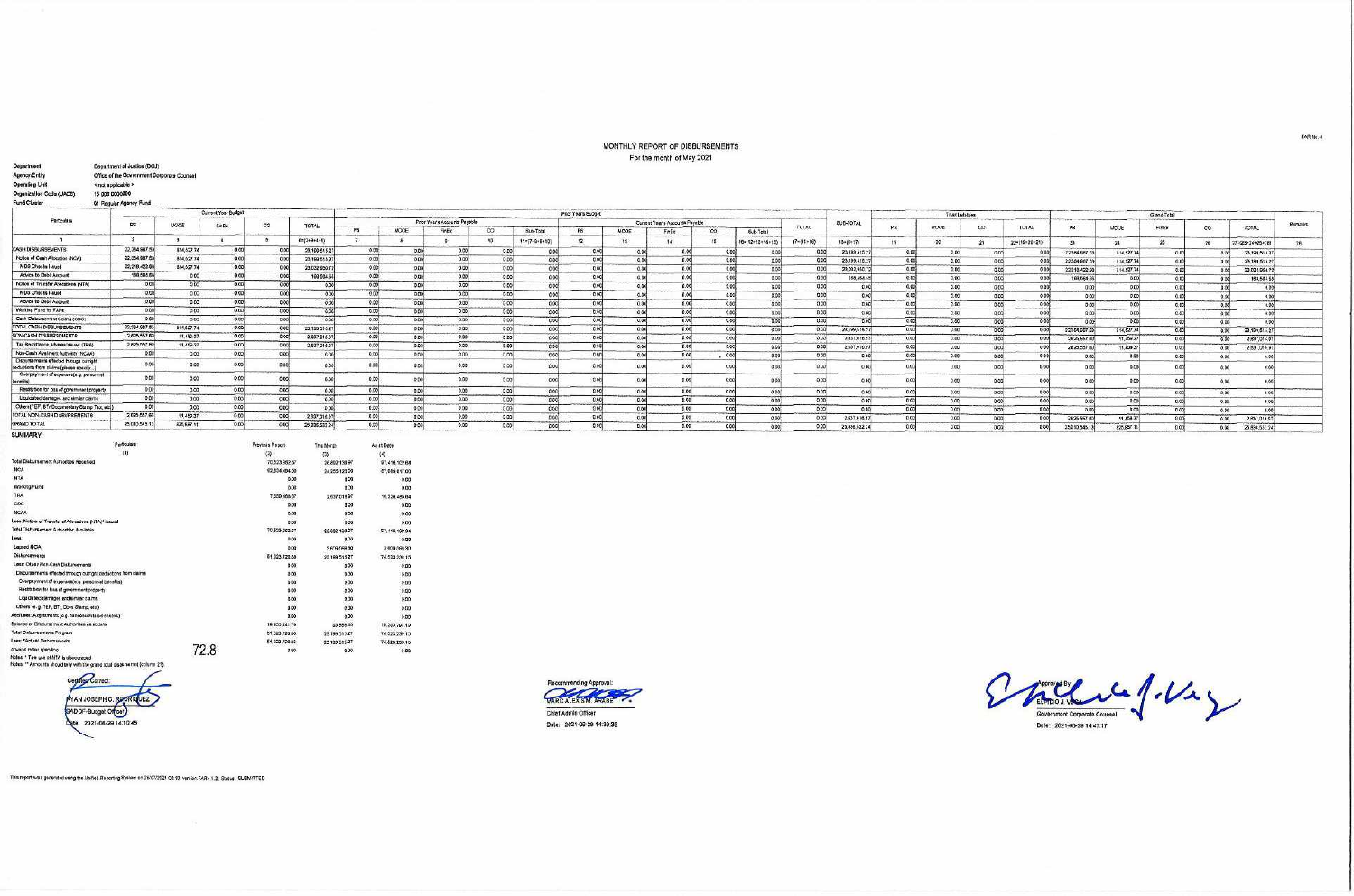FAR No. 4

# MONTHLY REPORT OF DISBURSEMENTS

For the month of May 2021

Department: Department of Justice (DOJ)
Agency/Entity: Office of the Government Corporate Counsel
Operating Unit: < not applicable >
Organization Code (UACS): 15 006 0000000
Fund Cluster: 01 Regular Agency Fund

| Particulars | Current Year Budget | | | | | Prior Years Accounts Payable | | | | | Current Year's Accounts Payable | | | | | TOTAL | SUB-TOTAL | Trust Liabilities | | | | Grand Total | | | | | Remarks |
|---|---|---|---|---|---|---|---|---|---|---|---|---|---|---|---|---|---|---|---|---|---|---|---|---|---|---|---|
| | PS | MOOE | FinEx | CO | TOTAL | PS | MOOE | FinEx | CO | Sub-Total | PS | MOOE | FinEx | CO | Sub-Total | | | PS | MOOE | CO | TOTAL | PS | MOOE | FinEx | CO | TOTAL | |
| 1 | 2 | 3 | 4 | 5 | 6=(2+3+4+5) | 7 | 8 | 9 | 10 | 11=(7+8+9+10) | 12 | 13 | 14 | 15 | 16=(12+13+14+15) | 17=(11+16) | 18=(6+17) | 19 | 20 | 21 | 22=(19+20+21) | 23 | 24 | 25 | 26 | 27=(23+24+25+26) | 28 |
| CASH DISBURSEMENTS | 22,384,987.53 | 814,527.74 | 0.00 | 0.00 | 23,199,515.27 | 0.00 | 0.00 | 0.00 | 0.00 | 0.00 | 0.00 | 0.00 | 0.00 | 0.00 | 0.00 | 0.00 | 23,199,515.27 | 0.00 | 0.00 | 0.00 | 0.00 | 22,384,987.53 | 814,527.74 | 0.00 | 0.00 | 23,199,515.27 | |
| Notice of Cash Allocation (NCA) | 22,384,987.53 | 814,527.74 | 0.00 | 0.00 | 23,199,515.27 | 0.00 | 0.00 | 0.00 | 0.00 | 0.00 | 0.00 | 0.00 | 0.00 | 0.00 | 0.00 | 0.00 | 23,199,515.27 | 0.00 | 0.00 | 0.00 | 0.00 | 22,384,987.53 | 814,527.74 | 0.00 | 0.00 | 23,199,515.27 | |
| MDS Checks Issued | 22,218,422.98 | 814,527.74 | 0.00 | 0.00 | 23,032,950.72 | 0.00 | 0.00 | 0.00 | 0.00 | 0.00 | 0.00 | 0.00 | 0.00 | 0.00 | 0.00 | 0.00 | 23,032,950.72 | 0.00 | 0.00 | 0.00 | 0.00 | 22,218,422.98 | 814,527.74 | 0.00 | 0.00 | 23,032,950.72 | |
| Advice to Debit Account | 166,564.55 | 0.00 | 0.00 | 0.00 | 166,564.55 | 0.00 | 0.00 | 0.00 | 0.00 | 0.00 | 0.00 | 0.00 | 0.00 | 0.00 | 0.00 | 0.00 | 166,564.55 | 0.00 | 0.00 | 0.00 | 0.00 | 166,564.55 | 0.00 | 0.00 | 0.00 | 166,564.55 | |
| Notice of Transfer Allocations (NTA) | 0.00 | 0.00 | 0.00 | 0.00 | 0.00 | 0.00 | 0.00 | 0.00 | 0.00 | 0.00 | 0.00 | 0.00 | 0.00 | 0.00 | 0.00 | 0.00 | 0.00 | 0.00 | 0.00 | 0.00 | 0.00 | 0.00 | 0.00 | 0.00 | 0.00 | 0.00 | |
| MDS Checks Issued | 0.00 | 0.00 | 0.00 | 0.00 | 0.00 | 0.00 | 0.00 | 0.00 | 0.00 | 0.00 | 0.00 | 0.00 | 0.00 | 0.00 | 0.00 | 0.00 | 0.00 | 0.00 | 0.00 | 0.00 | 0.00 | 0.00 | 0.00 | 0.00 | 0.00 | 0.00 | |
| Advice to Debit Account | 0.00 | 0.00 | 0.00 | 0.00 | 0.00 | 0.00 | 0.00 | 0.00 | 0.00 | 0.00 | 0.00 | 0.00 | 0.00 | 0.00 | 0.00 | 0.00 | 0.00 | 0.00 | 0.00 | 0.00 | 0.00 | 0.00 | 0.00 | 0.00 | 0.00 | 0.00 | |
| Working Fund for FAPs | 0.00 | 0.00 | 0.00 | 0.00 | 0.00 | 0.00 | 0.00 | 0.00 | 0.00 | 0.00 | 0.00 | 0.00 | 0.00 | 0.00 | 0.00 | 0.00 | 0.00 | 0.00 | 0.00 | 0.00 | 0.00 | 0.00 | 0.00 | 0.00 | 0.00 | 0.00 | |
| Cash Disbursement Ceiling (CDC) | 0.00 | 0.00 | 0.00 | 0.00 | 0.00 | 0.00 | 0.00 | 0.00 | 0.00 | 0.00 | 0.00 | 0.00 | 0.00 | 0.00 | 0.00 | 0.00 | 0.00 | 0.00 | 0.00 | 0.00 | 0.00 | 0.00 | 0.00 | 0.00 | 0.00 | 0.00 | |
| TOTAL CASH DISBURSEMENTS | 22,384,987.53 | 814,527.74 | 0.00 | 0.00 | 23,199,515.27 | 0.00 | 0.00 | 0.00 | 0.00 | 0.00 | 0.00 | 0.00 | 0.00 | 0.00 | 0.00 | 0.00 | 23,199,515.27 | 0.00 | 0.00 | 0.00 | 0.00 | 22,384,987.53 | 814,527.74 | 0.00 | 0.00 | 23,199,515.27 | |
| NON-CASH DISBURSEMENTS | 2,625,557.60 | 11,459.37 | 0.00 | 0.00 | 2,637,016.97 | 0.00 | 0.00 | 0.00 | 0.00 | 0.00 | 0.00 | 0.00 | 0.00 | 0.00 | 0.00 | 0.00 | 2,637,016.97 | 0.00 | 0.00 | 0.00 | 0.00 | 2,625,557.60 | 11,459.37 | 0.00 | 0.00 | 2,637,016.97 | |
| Tax Remittance Advices Issued (TRA) | 2,625,557.60 | 11,459.37 | 0.00 | 0.00 | 2,637,016.97 | 0.00 | 0.00 | 0.00 | 0.00 | 0.00 | 0.00 | 0.00 | 0.00 | 0.00 | 0.00 | 0.00 | 2,637,016.97 | 0.00 | 0.00 | 0.00 | 0.00 | 2,625,557.60 | 11,459.37 | 0.00 | 0.00 | 2,637,016.97 | |
| Non-Cash Availment Authority (NCAA) | 0.00 | 0.00 | 0.00 | 0.00 | 0.00 | 0.00 | 0.00 | 0.00 | 0.00 | 0.00 | 0.00 | 0.00 | 0.00 | 0.00 | 0.00 | 0.00 | 0.00 | 0.00 | 0.00 | 0.00 | 0.00 | 0.00 | 0.00 | 0.00 | 0.00 | 0.00 | |
| Disbursements effected through outright deductions from claims (please specify...) | 0.00 | 0.00 | 0.00 | 0.00 | 0.00 | 0.00 | 0.00 | 0.00 | 0.00 | 0.00 | 0.00 | 0.00 | 0.00 | 0.00 | 0.00 | 0.00 | 0.00 | 0.00 | 0.00 | 0.00 | 0.00 | 0.00 | 0.00 | 0.00 | 0.00 | 0.00 | |
| Overpayment of expenses(e.g. personnel benefits) | 0.00 | 0.00 | 0.00 | 0.00 | 0.00 | 0.00 | 0.00 | 0.00 | 0.00 | 0.00 | 0.00 | 0.00 | 0.00 | 0.00 | 0.00 | 0.00 | 0.00 | 0.00 | 0.00 | 0.00 | 0.00 | 0.00 | 0.00 | 0.00 | 0.00 | 0.00 | |
| Restitution for loss of government property | 0.00 | 0.00 | 0.00 | 0.00 | 0.00 | 0.00 | 0.00 | 0.00 | 0.00 | 0.00 | 0.00 | 0.00 | 0.00 | 0.00 | 0.00 | 0.00 | 0.00 | 0.00 | 0.00 | 0.00 | 0.00 | 0.00 | 0.00 | 0.00 | 0.00 | 0.00 | |
| Liquidated damages and similar claims | 0.00 | 0.00 | 0.00 | 0.00 | 0.00 | 0.00 | 0.00 | 0.00 | 0.00 | 0.00 | 0.00 | 0.00 | 0.00 | 0.00 | 0.00 | 0.00 | 0.00 | 0.00 | 0.00 | 0.00 | 0.00 | 0.00 | 0.00 | 0.00 | 0.00 | 0.00 | |
| Others (TEF, BTr-Documentary Stamp Tax, etc.) | 0.00 | 0.00 | 0.00 | 0.00 | 0.00 | 0.00 | 0.00 | 0.00 | 0.00 | 0.00 | 0.00 | 0.00 | 0.00 | 0.00 | 0.00 | 0.00 | 0.00 | 0.00 | 0.00 | 0.00 | 0.00 | 0.00 | 0.00 | 0.00 | 0.00 | 0.00 | |
| TOTAL NON-CASH DISBURSEMENTS | 2,625,557.60 | 11,459.37 | 0.00 | 0.00 | 2,637,016.97 | 0.00 | 0.00 | 0.00 | 0.00 | 0.00 | 0.00 | 0.00 | 0.00 | 0.00 | 0.00 | 0.00 | 2,637,016.97 | 0.00 | 0.00 | 0.00 | 0.00 | 2,625,557.60 | 11,459.37 | 0.00 | 0.00 | 2,637,016.97 | |
| GRAND TOTAL | 25,010,545.13 | 825,987.11 | 0.00 | 0.00 | 25,836,532.24 | 0.00 | 0.00 | 0.00 | 0.00 | 0.00 | 0.00 | 0.00 | 0.00 | 0.00 | 0.00 | 0.00 | 25,836,532.24 | 0.00 | 0.00 | 0.00 | 0.00 | 25,010,545.13 | 825,987.11 | 0.00 | 0.00 | 25,836,532.24 | |

## SUMMARY

| Particulars | Previous Report | This Month | As at Date |
|---|---|---|---|
| (1) | (2) | (3) | (4) |
| Total Disbursement Authorities Received | 70,523,982.67 | 26,892,139.97 | 97,416,122.64 |
| NCA | 62,834,494.00 | 24,255,123.00 | 87,089,617.00 |
| NTA | 0.00 | 0.00 | 0.00 |
| Working Fund | 0.00 | 0.00 | 0.00 |
| TRA | 7,689,488.67 | 2,637,016.97 | 10,326,505.64 |
| CDC | 0.00 | 0.00 | 0.00 |
| NCAA | 0.00 | 0.00 | 0.00 |
| Less: Notice of Transfer of Allocations (NTA) issued | 0.00 | 0.00 | 0.00 |
| Total Disbursement Authorities Available | 70,523,982.67 | 26,892,139.97 | 97,416,122.64 |
| Less: | 0.00 | 0.00 | 0.00 |
| Lapsed NCA | 0.00 | 3,609,069.30 | 3,609,069.30 |
| Disbursements | 51,323,720.88 | 23,199,515.27 | 74,523,236.15 |
| Less: Other Non-Cash Disbursements | 0.00 | 0.00 | 0.00 |
| Disbursements effected through outright deductions from claims | 0.00 | 0.00 | 0.00 |
| Overpayment of expenses(e.g. personnel benefits) | 0.00 | 0.00 | 0.00 |
| Restitution for loss of government property | 0.00 | 0.00 | 0.00 |
| Liquidated damages and similar claims | 0.00 | 0.00 | 0.00 |
| Others (e.g. TEF, BTr, Doc Stamp, etc.) | 0.00 | 0.00 | 0.00 |
| Add/Less: Adjustments (e.g. cancelled/staled checks) | 0.00 | 0.00 | 0.00 |
| Balance of Disbursement Authorities as at date | 19,200,261.79 | 83,555.40 | 19,283,817.19 |
| Total Disbursements Program | 51,323,720.88 | 23,199,515.27 | 74,523,236.15 |
| Less: *Actual Disbursements | 51,323,720.88 | 23,199,515.27 | 74,523,236.15 |
| (Over)/Under spending | 0.00 | 0.00 | 0.00 |

72.8

Notes: * The use of NTA is discouraged
Notes: ** Amounts should tally with the grand total disbursement (column 27)

Certified Correct:
RYAN JOSEPH C. RODRIGUEZ
SADOF-Budget Officer
Date: 2021-06-29 14:10:45

Recommending Approval:
MARC ALEXIS M. ARABE
Chief Admin Officer
Date: 2021-06-29 14:39:25

Approved By:
ELPIDIO J. VEGA
Government Corporate Counsel
Date: 2021-06-29 14:47:17

This report was generated using the Unified Reporting System on 29/07/2021 09:10 version.FAR4.1.2 ; Status : SUBMITTED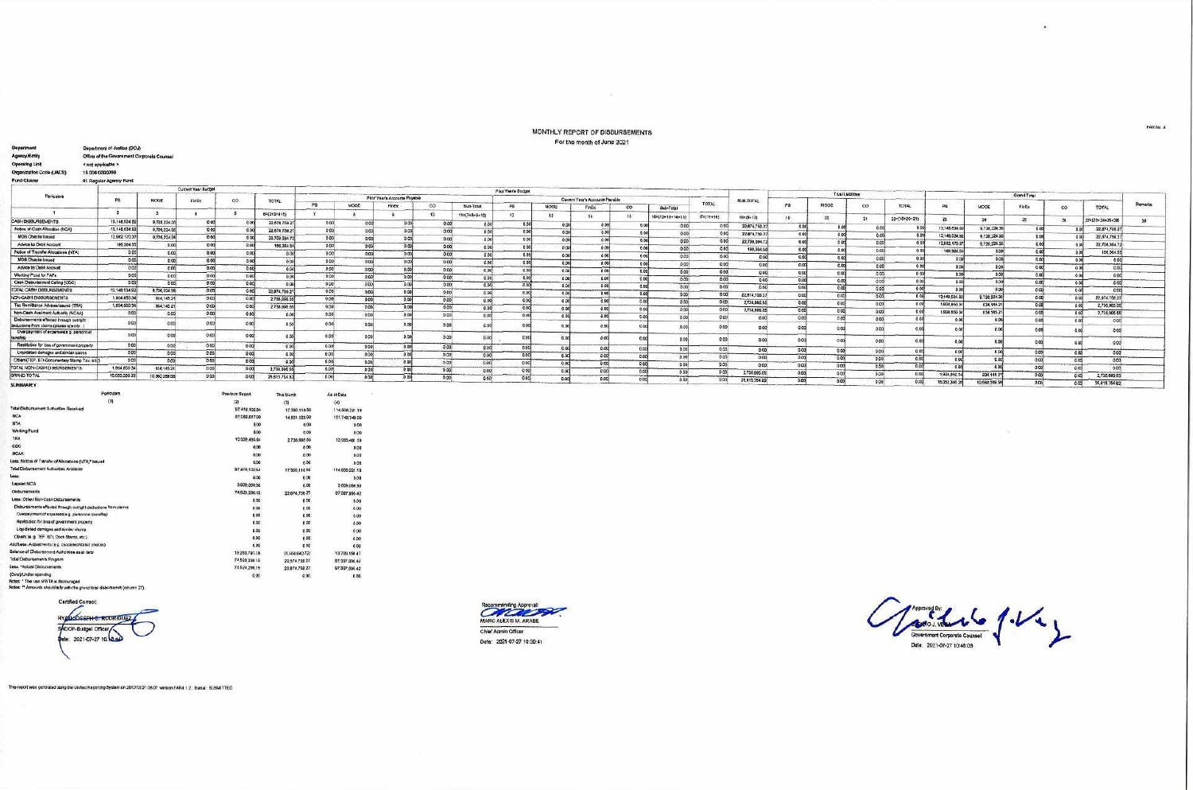# MONTHLY REPORT OF DISBURSEMENTS

For the month of June 2021

| | |
|---|---|
| Department | Department of Justice (DOJ) |
| Agency/Entity | Office of the Government Corporate Counsel |
| Operating Unit | < not applicable > |
| Organization Code (UACS) | 15 008 0000000 |
| Fund Cluster | 01 Regular Agency Fund |

| Particulars | Current Year Budget | | | | | Prior Year's Budget | | | | | | | | | | | | | Total Liabilities | | | | Grand Total | | | | | Remarks |
|---|---|---|---|---|---|---|---|---|---|---|---|---|---|---|---|---|---|---|---|---|---|---|---|---|---|---|---|---|
| | | | | | | Prior Year's Accounts Payable | | | | | Current Year's Accounts Payable | | | | | | | | | | | | | | | | | |
| | PS | MOOE | FinEx | CO | TOTAL | PS | MOOE | FinEx | CO | Sub-Total | PS | MOOE | FinEx | CO | Sub-Total | TOTAL | SUB-TOTAL | PS | MOOE | CO | TOTAL | PS | MOOE | FinEx | CO | TOTAL | |
| 1 | 2 | 3 | 4 | 5 | 6=(2+3+4+5) | 7 | 8 | 9 | 10 | 11=(7+8+9+10) | 12 | 13 | 14 | 15 | 16=(12+13+14+15) | 17=(11+16) | 18=(6+17) | 19 | 20 | 21 | 22=(19+20+21) | 23 | 24 | 25 | 26 | 27=(23+24+25+26) | 28 |
| CASH DISBURSEMENTS | 13,148,534.92 | 9,726,224.35 | 0.00 | 0.00 | 22,874,759.27 | 0.00 | 0.00 | 0.00 | 0.00 | 0.00 | 0.00 | 0.00 | 0.00 | 0.00 | 0.00 | 0.00 | 22,874,759.27 | 0.00 | 0.00 | 0.00 | 0.00 | 13,148,534.92 | 9,726,224.35 | 0.00 | 0.00 | 22,874,759.27 | |
| Notice of Cash Allocation (NCA) | 13,148,534.92 | 9,726,224.35 | 0.00 | 0.00 | 22,874,759.27 | 0.00 | 0.00 | 0.00 | 0.00 | 0.00 | 0.00 | 0.00 | 0.00 | 0.00 | 0.00 | 0.00 | 22,874,759.27 | 0.00 | 0.00 | 0.00 | 0.00 | 13,148,534.92 | 9,726,224.35 | 0.00 | 0.00 | 22,874,759.27 | |
| MDS Checks Issued | 12,982,170.37 | 9,726,224.35 | 0.00 | 0.00 | 22,708,394.72 | 0.00 | 0.00 | 0.00 | 0.00 | 0.00 | 0.00 | 0.00 | 0.00 | 0.00 | 0.00 | 0.00 | 22,708,394.72 | 0.00 | 0.00 | 0.00 | 0.00 | 12,982,170.37 | 9,726,224.35 | 0.00 | 0.00 | 22,708,394.72 | |
| Advice to Debit Account | 166,364.55 | 0.00 | 0.00 | 0.00 | 166,364.55 | 0.00 | 0.00 | 0.00 | 0.00 | 0.00 | 0.00 | 0.00 | 0.00 | 0.00 | 0.00 | 0.00 | 166,364.55 | 0.00 | 0.00 | 0.00 | 0.00 | 166,364.55 | 0.00 | 0.00 | 0.00 | 166,364.55 | |
| Notice of Transfer Allocations (NTA) | 0.00 | 0.00 | 0.00 | 0.00 | 0.00 | 0.00 | 0.00 | 0.00 | 0.00 | 0.00 | 0.00 | 0.00 | 0.00 | 0.00 | 0.00 | 0.00 | 0.00 | 0.00 | 0.00 | 0.00 | 0.00 | 0.00 | 0.00 | 0.00 | 0.00 | 0.00 | |
| MDS Checks Issued | 0.00 | 0.00 | 0.00 | 0.00 | 0.00 | 0.00 | 0.00 | 0.00 | 0.00 | 0.00 | 0.00 | 0.00 | 0.00 | 0.00 | 0.00 | 0.00 | 0.00 | 0.00 | 0.00 | 0.00 | 0.00 | 0.00 | 0.00 | 0.00 | 0.00 | 0.00 | |
| Advice to Debit Account | 0.00 | 0.00 | 0.00 | 0.00 | 0.00 | 0.00 | 0.00 | 0.00 | 0.00 | 0.00 | 0.00 | 0.00 | 0.00 | 0.00 | 0.00 | 0.00 | 0.00 | 0.00 | 0.00 | 0.00 | 0.00 | 0.00 | 0.00 | 0.00 | 0.00 | 0.00 | |
| Working Fund for FAPs | 0.00 | 0.00 | 0.00 | 0.00 | 0.00 | 0.00 | 0.00 | 0.00 | 0.00 | 0.00 | 0.00 | 0.00 | 0.00 | 0.00 | 0.00 | 0.00 | 0.00 | 0.00 | 0.00 | 0.00 | 0.00 | 0.00 | 0.00 | 0.00 | 0.00 | 0.00 | |
| Cash Disbursement Ceiling (CDC) | 0.00 | 0.00 | 0.00 | 0.00 | 0.00 | 0.00 | 0.00 | 0.00 | 0.00 | 0.00 | 0.00 | 0.00 | 0.00 | 0.00 | 0.00 | 0.00 | 0.00 | 0.00 | 0.00 | 0.00 | 0.00 | 0.00 | 0.00 | 0.00 | 0.00 | 0.00 | |
| TOTAL CASH DISBURSEMENTS | 13,148,534.92 | 9,726,224.35 | 0.00 | 0.00 | 22,874,759.27 | 0.00 | 0.00 | 0.00 | 0.00 | 0.00 | 0.00 | 0.00 | 0.00 | 0.00 | 0.00 | 0.00 | 22,874,759.27 | 0.00 | 0.00 | 0.00 | 0.00 | 13,148,534.92 | 9,726,224.35 | 0.00 | 0.00 | 22,874,759.27 | |
| NON-CASH DISBURSEMENTS | 1,904,850.34 | 834,145.21 | 0.00 | 0.00 | 2,738,995.55 | 0.00 | 0.00 | 0.00 | 0.00 | 0.00 | 0.00 | 0.00 | 0.00 | 0.00 | 0.00 | 0.00 | 2,738,995.55 | 0.00 | 0.00 | 0.00 | 0.00 | 1,904,850.34 | 834,145.21 | 0.00 | 0.00 | 2,738,995.55 | |
| Tax Remittance Advices Issued (TRA) | 1,904,850.34 | 834,145.21 | 0.00 | 0.00 | 2,738,995.55 | 0.00 | 0.00 | 0.00 | 0.00 | 0.00 | 0.00 | 0.00 | 0.00 | 0.00 | 0.00 | 0.00 | 2,738,995.55 | 0.00 | 0.00 | 0.00 | 0.00 | 1,904,850.34 | 834,145.21 | 0.00 | 0.00 | 2,738,995.55 | |
| Non-Cash Availment Authority (NCAA) | 0.00 | 0.00 | 0.00 | 0.00 | 0.00 | 0.00 | 0.00 | 0.00 | 0.00 | 0.00 | 0.00 | 0.00 | 0.00 | 0.00 | 0.00 | 0.00 | 0.00 | 0.00 | 0.00 | 0.00 | 0.00 | 0.00 | 0.00 | 0.00 | 0.00 | 0.00 | |
| Disbursements effected through outright deductions from claims (please specify...) | 0.00 | 0.00 | 0.00 | 0.00 | 0.00 | 0.00 | 0.00 | 0.00 | 0.00 | 0.00 | 0.00 | 0.00 | 0.00 | 0.00 | 0.00 | 0.00 | 0.00 | 0.00 | 0.00 | 0.00 | 0.00 | 0.00 | 0.00 | 0.00 | 0.00 | 0.00 | |
| Overpayment of expenses(e.g. personnel benefits) | 0.00 | 0.00 | 0.00 | 0.00 | 0.00 | 0.00 | 0.00 | 0.00 | 0.00 | 0.00 | 0.00 | 0.00 | 0.00 | 0.00 | 0.00 | 0.00 | 0.00 | 0.00 | 0.00 | 0.00 | 0.00 | 0.00 | 0.00 | 0.00 | 0.00 | 0.00 | |
| Restitution for loss of government property | 0.00 | 0.00 | 0.00 | 0.00 | 0.00 | 0.00 | 0.00 | 0.00 | 0.00 | 0.00 | 0.00 | 0.00 | 0.00 | 0.00 | 0.00 | 0.00 | 0.00 | 0.00 | 0.00 | 0.00 | 0.00 | 0.00 | 0.00 | 0.00 | 0.00 | 0.00 | |
| Liquidated damages and similar claims | 0.00 | 0.00 | 0.00 | 0.00 | 0.00 | 0.00 | 0.00 | 0.00 | 0.00 | 0.00 | 0.00 | 0.00 | 0.00 | 0.00 | 0.00 | 0.00 | 0.00 | 0.00 | 0.00 | 0.00 | 0.00 | 0.00 | 0.00 | 0.00 | 0.00 | 0.00 | |
| Others(TEF, BTr-Documentary Stamp Tax, etc.) | 0.00 | 0.00 | 0.00 | 0.00 | 0.00 | 0.00 | 0.00 | 0.00 | 0.00 | 0.00 | 0.00 | 0.00 | 0.00 | 0.00 | 0.00 | 0.00 | 0.00 | 0.00 | 0.00 | 0.00 | 0.00 | 0.00 | 0.00 | 0.00 | 0.00 | 0.00 | |
| TOTAL NON-CASH DISBURSEMENTS | 1,904,850.34 | 834,145.21 | 0.00 | 0.00 | 2,738,995.55 | 0.00 | 0.00 | 0.00 | 0.00 | 0.00 | 0.00 | 0.00 | 0.00 | 0.00 | 0.00 | 0.00 | 2,738,995.55 | 0.00 | 0.00 | 0.00 | 0.00 | 1,904,850.34 | 834,145.21 | 0.00 | 0.00 | 2,738,995.55 | |
| GRAND TOTAL | 15,053,385.26 | 10,560,369.56 | 0.00 | 0.00 | 25,613,754.82 | 0.00 | 0.00 | 0.00 | 0.00 | 0.00 | 0.00 | 0.00 | 0.00 | 0.00 | 0.00 | 0.00 | 25,613,754.82 | 0.00 | 0.00 | 0.00 | 0.00 | 15,053,385.26 | 10,560,369.56 | 0.00 | 0.00 | 25,613,754.82 | |

## SUMMARY

| Particulars | Previous Report | This Month | As at Date |
|---|---|---|---|
| (1) | (2) | (3) | (4) |
| Total Disbursement Authorities Received | 97,470,102.04 | 17,350,119.54 | 114,820,221.58 |
| NCA | 87,083,657.00 | 14,651,123.00 | 101,743,749.00 |
| NTA | 0.00 | 0.00 | 0.00 |
| Working Fund | 0.00 | 0.00 | 0.00 |
| TRA | 10,326,455.84 | 2,738,995.55 | 13,065,451.39 |
| CDC | 0.00 | 0.00 | 0.00 |
| NCAA | 0.00 | 0.00 | 0.00 |
| Less: Notice of Transfer of Allocations (NTA)* Issued | 0.00 | 0.00 | 0.00 |
| Total Disbursement Authorities Available | 97,470,102.04 | 17,350,119.54 | 114,820,221.58 |
| Less: | 0.00 | 0.00 | 0.00 |
| Lapsed NCA | 3,609,089.30 | 0.00 | 3,609,089.30 |
| Disbursements | 74,623,236.15 | 22,874,759.27 | 97,097,995.42 |
| Less: Other Non-Cash Disbursements | 0.00 | 0.00 | 0.00 |
| Disbursements effected through outright deductions from claims | 0.00 | 0.00 | 0.00 |
| Overpayment of expenses(e.g. personnel benefits) | 0.00 | 0.00 | 0.00 |
| Restitution for loss of government property | 0.00 | 0.00 | 0.00 |
| Liquidated damages and similar claims | 0.00 | 0.00 | 0.00 |
| Others (e.g. TEF, BTr, Doc Stamp, etc.) | 0.00 | 0.00 | 0.00 |
| Add/Less: Adjustments (e.g. cancelled/staled checks) | 0.00 | 0.00 | 0.00 |
| Balance of Disbursement Authorities as at date | 19,259,781.18 | (5,484,640.73) | 13,775,156.41 |
| Total Disbursements Program | 74,623,236.15 | 22,874,759.27 | 97,097,995.42 |
| Less: *Actual Disbursements | 74,623,236.15 | 22,874,759.27 | 97,097,995.42 |
| (Over)/Under spending | 0.00 | 0.00 | 0.00 |

Notes: * The use of NTA is discouraged

Notes: ** Amounts should tally with the grand total disbursement (column 27)

Certified Correct:

RYAN JOSEPH S. RODRIGUEZ
SADOF-Budget Officer
Date: 2021-07-27 10:48:40

Recommending Approval:

MARC ALEXIS M. ARABE
Chief Admin Officer
Date: 2021-07-27 10:50:41

Approved By:

ROGELIO J. VELASCO
Government Corporate Counsel
Date: 2021-07-27 13:48:03

This report was generated using the Unified Reporting System on 2021/07/27 09:07 version.FAR4.1.2 ; Status : SUBMITTED